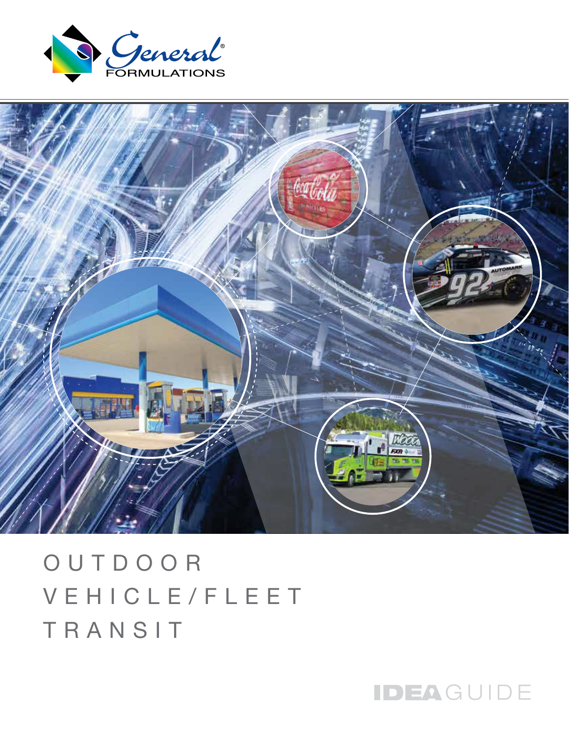General® FORMULATIONS

# OUTDOOR
# VEHICLE/FLEET
# TRANSIT

IDEAGUIDE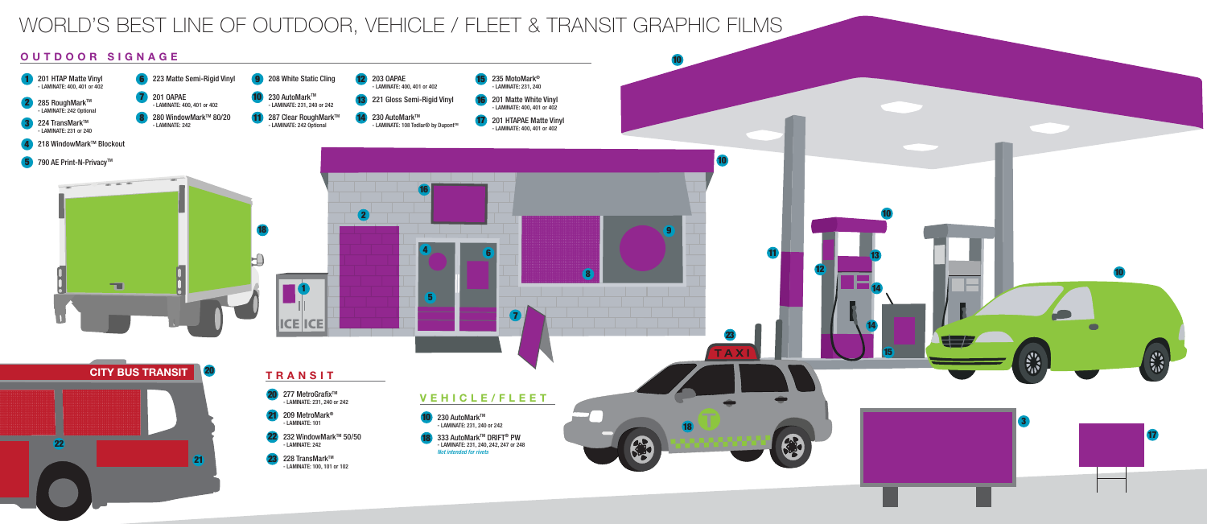# WORLD'S BEST LINE OF OUTDOOR, VEHICLE / FLEET & TRANSIT GRAPHIC FILMS

## OUTDOOR SIGNAGE

1. 201 HTAP Matte Vinyl
   - LAMINATE: 400, 401 or 402
2. 285 RoughMark™
   - LAMINATE: 242 Optional
3. 224 TransMark™
   - LAMINATE: 231 or 240
4. 218 WindowMark™ Blockout
5. 790 AE Print-N-Privacy™
6. 223 Matte Semi-Rigid Vinyl
7. 201 OAPAE
   - LAMINATE: 400, 401 or 402
8. 280 WindowMark™ 80/20
   - LAMINATE: 242
9. 208 White Static Cling
10. 230 AutoMark™
    - LAMINATE: 231, 240 or 242
11. 287 Clear RoughMark™
    - LAMINATE: 242 Optional
12. 203 OAPAE
    - LAMINATE: 400, 401 or 402
13. 221 Gloss Semi-Rigid Vinyl
14. 230 AutoMark™
    - LAMINATE: 108 Tedlar® by Dupont™
15. 235 MotoMark®
    - LAMINATE: 231, 240
16. 201 Matte White Vinyl
    - LAMINATE: 400, 401 or 402
17. 201 HTAPAE Matte Vinyl
    - LAMINATE: 400, 401 or 402

## TRANSIT

20. 277 MetroGrafix™
    - LAMINATE: 231, 240 or 242
21. 209 MetroMark®
    - LAMINATE: 101
22. 232 WindowMark™ 50/50
    - LAMINATE: 242
23. 228 TransMark™
    - LAMINATE: 100, 101 or 102

## VEHICLE/FLEET

10. 230 AutoMark™
    - LAMINATE: 231, 240 or 242
18. 333 AutoMark™ DRIFT® PW
    - LAMINATE: 231, 240, 242, 247 or 248
    - *Not intended for rivets*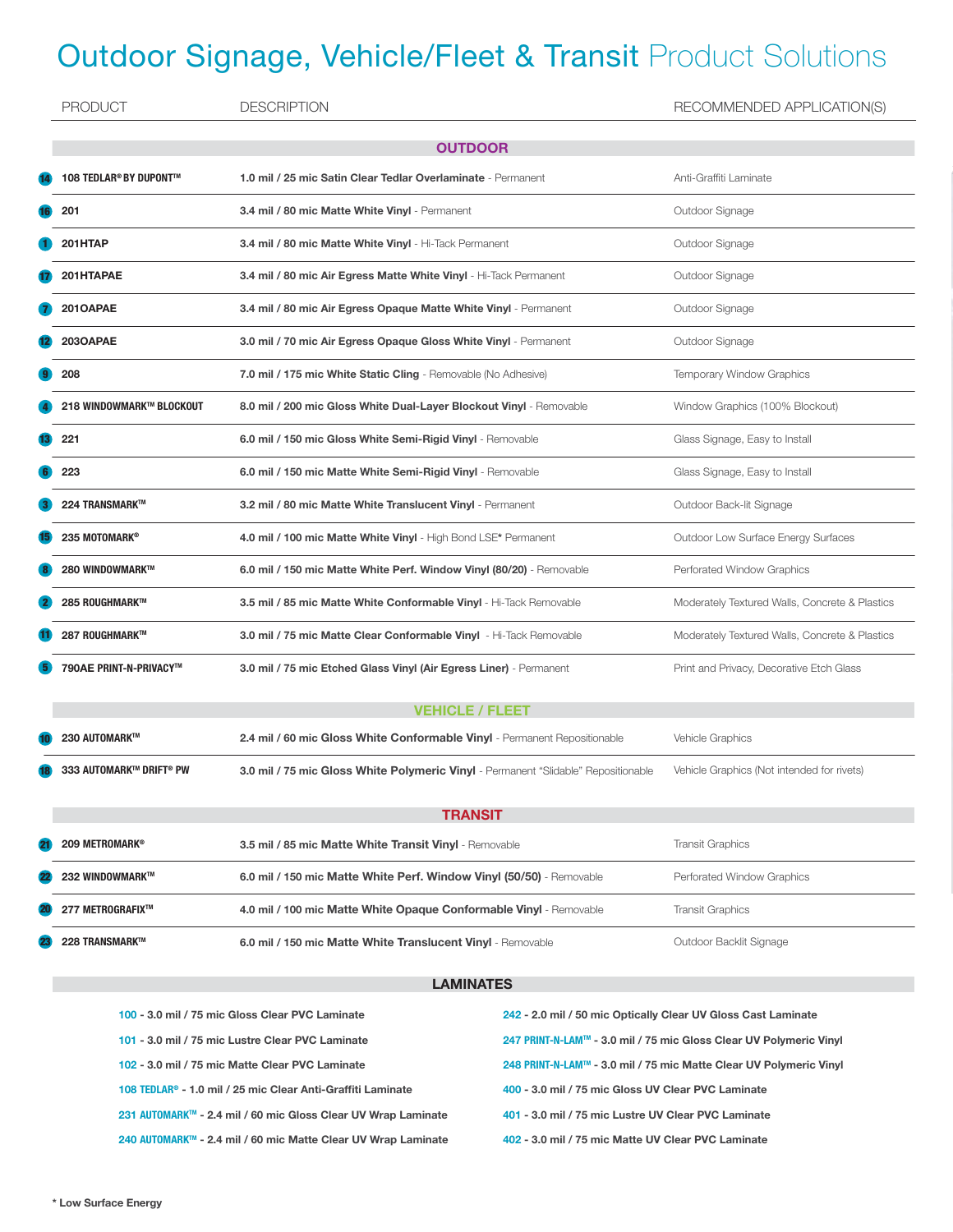# Outdoor Signage, Vehicle/Fleet & Transit Product Solutions

| | PRODUCT | DESCRIPTION | RECOMMENDED APPLICATION(S) |
|---|---|---|---|
| | | **OUTDOOR** | |
| 14 | **108 TEDLAR® BY DUPONT™** | **1.0 mil / 25 mic Satin Clear Tedlar Overlaminate** - Permanent | Anti-Graffiti Laminate |
| 16 | **201** | **3.4 mil / 80 mic Matte White Vinyl** - Permanent | Outdoor Signage |
| 1 | **201HTAP** | **3.4 mil / 80 mic Matte White Vinyl** - Hi-Tack Permanent | Outdoor Signage |
| 17 | **201HTAPAE** | **3.4 mil / 80 mic Air Egress Matte White Vinyl** - Hi-Tack Permanent | Outdoor Signage |
| 7 | **201OAPAE** | **3.4 mil / 80 mic Air Egress Opaque Matte White Vinyl** - Permanent | Outdoor Signage |
| 12 | **203OAPAE** | **3.0 mil / 70 mic Air Egress Opaque Gloss White Vinyl** - Permanent | Outdoor Signage |
| 9 | **208** | **7.0 mil / 175 mic White Static Cling** - Removable (No Adhesive) | Temporary Window Graphics |
| 4 | **218 WINDOWMARK™ BLOCKOUT** | **8.0 mil / 200 mic Gloss White Dual-Layer Blockout Vinyl** - Removable | Window Graphics (100% Blockout) |
| 13 | **221** | **6.0 mil / 150 mic Gloss White Semi-Rigid Vinyl** - Removable | Glass Signage, Easy to Install |
| 6 | **223** | **6.0 mil / 150 mic Matte White Semi-Rigid Vinyl** - Removable | Glass Signage, Easy to Install |
| 3 | **224 TRANSMARK™** | **3.2 mil / 80 mic Matte White Translucent Vinyl** - Permanent | Outdoor Back-lit Signage |
| 15 | **235 MOTOMARK®** | **4.0 mil / 100 mic Matte White Vinyl** - High Bond LSE* Permanent | Outdoor Low Surface Energy Surfaces |
| 8 | **280 WINDOWMARK™** | **6.0 mil / 150 mic Matte White Perf. Window Vinyl (80/20)** - Removable | Perforated Window Graphics |
| 2 | **285 ROUGHMARK™** | **3.5 mil / 85 mic Matte White Conformable Vinyl** - Hi-Tack Removable | Moderately Textured Walls, Concrete & Plastics |
| 11 | **287 ROUGHMARK™** | **3.0 mil / 75 mic Matte Clear Conformable Vinyl** - Hi-Tack Removable | Moderately Textured Walls, Concrete & Plastics |
| 5 | **790AE PRINT-N-PRIVACY™** | **3.0 mil / 75 mic Etched Glass Vinyl (Air Egress Liner)** - Permanent | Print and Privacy, Decorative Etch Glass |
| | | **VEHICLE / FLEET** | |
| 10 | **230 AUTOMARK™** | **2.4 mil / 60 mic Gloss White Conformable Vinyl** - Permanent Repositionable | Vehicle Graphics |
| 18 | **333 AUTOMARK™ DRIFT® PW** | **3.0 mil / 75 mic Gloss White Polymeric Vinyl** - Permanent "Slidable" Repositionable | Vehicle Graphics (Not intended for rivets) |
| | | **TRANSIT** | |
| 21 | **209 METROMARK®** | **3.5 mil / 85 mic Matte White Transit Vinyl** - Removable | Transit Graphics |
| 22 | **232 WINDOWMARK™** | **6.0 mil / 150 mic Matte White Perf. Window Vinyl (50/50)** - Removable | Perforated Window Graphics |
| 20 | **277 METROGRAFIX™** | **4.0 mil / 100 mic Matte White Opaque Conformable Vinyl** - Removable | Transit Graphics |
| 23 | **228 TRANSMARK™** | **6.0 mil / 150 mic Matte White Translucent Vinyl** - Removable | Outdoor Backlit Signage |

## LAMINATES

- **100 - 3.0 mil / 75 mic Gloss Clear PVC Laminate**
- **101 - 3.0 mil / 75 mic Lustre Clear PVC Laminate**
- **102 - 3.0 mil / 75 mic Matte Clear PVC Laminate**
- **108 TEDLAR® - 1.0 mil / 25 mic Clear Anti-Graffiti Laminate**
- **231 AUTOMARK™ - 2.4 mil / 60 mic Gloss Clear UV Wrap Laminate**
- **240 AUTOMARK™ - 2.4 mil / 60 mic Matte Clear UV Wrap Laminate**
- **242 - 2.0 mil / 50 mic Optically Clear UV Gloss Cast Laminate**
- **247 PRINT-N-LAM™ - 3.0 mil / 75 mic Gloss Clear UV Polymeric Vinyl**
- **248 PRINT-N-LAM™ - 3.0 mil / 75 mic Matte Clear UV Polymeric Vinyl**
- **400 - 3.0 mil / 75 mic Gloss UV Clear PVC Laminate**
- **401 - 3.0 mil / 75 mic Lustre UV Clear PVC Laminate**
- **402 - 3.0 mil / 75 mic Matte UV Clear PVC Laminate**

**\* Low Surface Energy**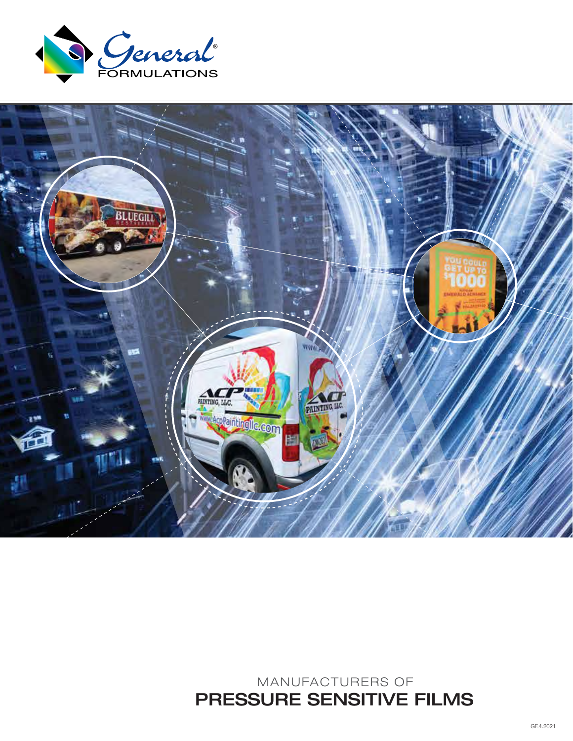General® FORMULATIONS

MANUFACTURERS OF
**PRESSURE SENSITIVE FILMS**

GF.4.2021